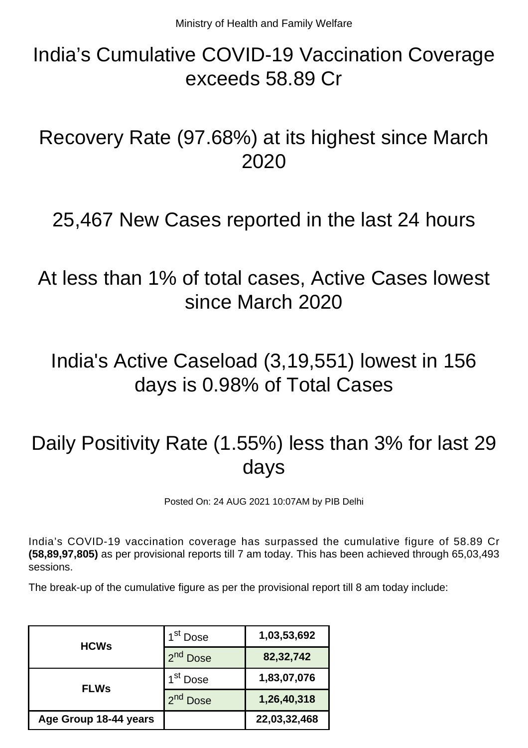Ministry of Health and Family Welfare

# India's Cumulative COVID-19 Vaccination Coverage exceeds 58.89 Cr

# Recovery Rate (97.68%) at its highest since March 2020

# 25,467 New Cases reported in the last 24 hours

# At less than 1% of total cases, Active Cases lowest since March 2020

# India's Active Caseload (3,19,551) lowest in 156 days is 0.98% of Total Cases

# Daily Positivity Rate (1.55%) less than 3% for last 29 days

Posted On: 24 AUG 2021 10:07AM by PIB Delhi

India's COVID-19 vaccination coverage has surpassed the cumulative figure of 58.89 Cr **(58,89,97,805)** as per provisional reports till 7 am today. This has been achieved through 65,03,493 sessions.

The break-up of the cumulative figure as per the provisional report till 8 am today include:

| | | |
|---|---|---|
| **HCWs** | 1st Dose | **1,03,53,692** |
| | 2nd Dose | **82,32,742** |
| **FLWs** | 1st Dose | **1,83,07,076** |
| | 2nd Dose | **1,26,40,318** |
| **Age Group 18-44 years** | | **22,03,32,468** |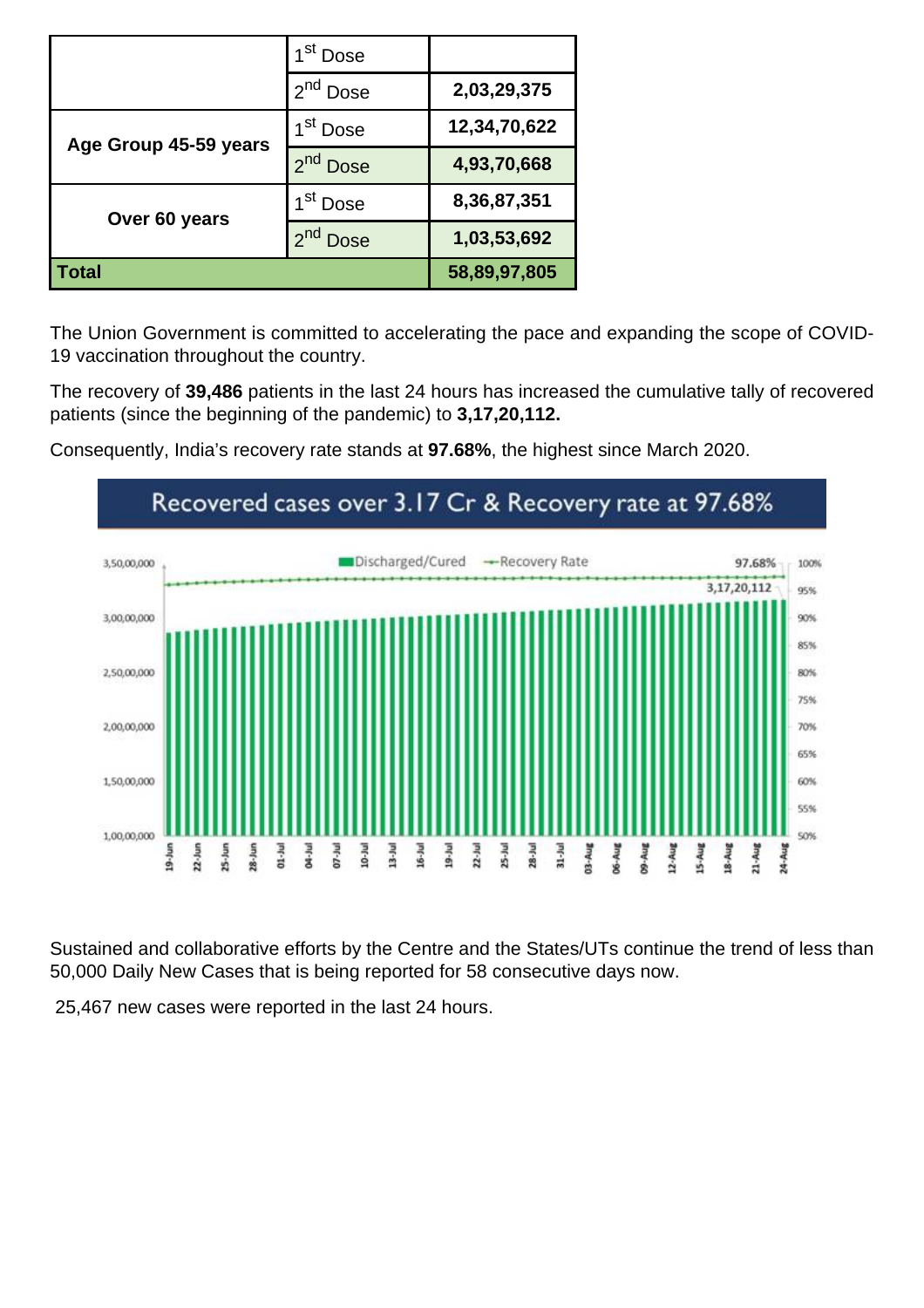| | 1st Dose | |
|---|---|---|
| | 2nd Dose | **2,03,29,375** |
| **Age Group 45-59 years** | 1st Dose | **12,34,70,622** |
| | 2nd Dose | **4,93,70,668** |
| **Over 60 years** | 1st Dose | **8,36,87,351** |
| | 2nd Dose | **1,03,53,692** |
| **Total** | | **58,89,97,805** |

The Union Government is committed to accelerating the pace and expanding the scope of COVID-19 vaccination throughout the country.

The recovery of **39,486** patients in the last 24 hours has increased the cumulative tally of recovered patients (since the beginning of the pandemic) to **3,17,20,112.**

Consequently, India's recovery rate stands at **97.68%**, the highest since March 2020.

Recovered cases over 3.17 Cr & Recovery rate at 97.68%

Sustained and collaborative efforts by the Centre and the States/UTs continue the trend of less than 50,000 Daily New Cases that is being reported for 58 consecutive days now.

25,467 new cases were reported in the last 24 hours.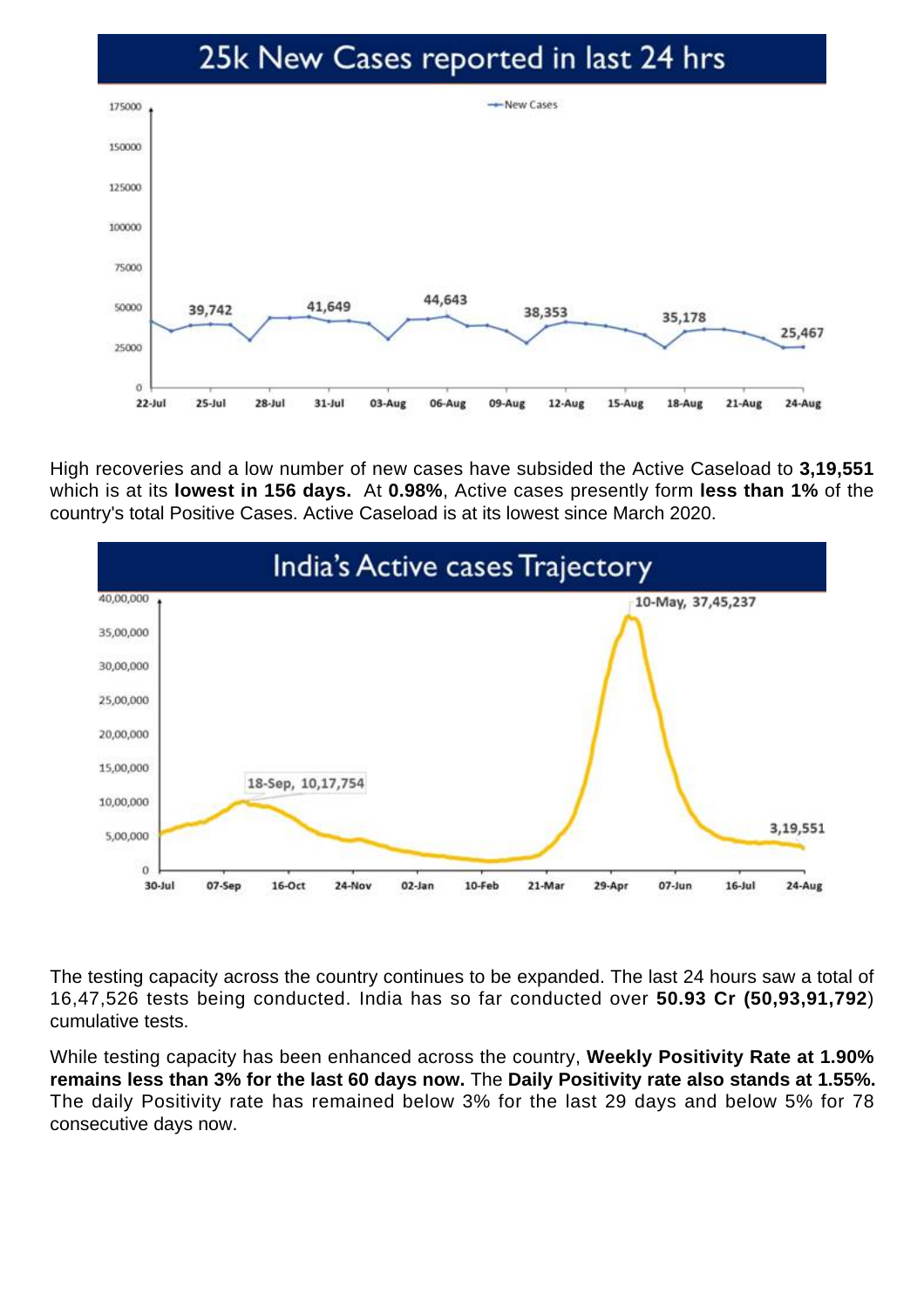## 25k New Cases reported in last 24 hrs

High recoveries and a low number of new cases have subsided the Active Caseload to **3,19,551** which is at its **lowest in 156 days.** At **0.98%**, Active cases presently form **less than 1%** of the country's total Positive Cases. Active Caseload is at its lowest since March 2020.

## India's Active cases Trajectory

The testing capacity across the country continues to be expanded. The last 24 hours saw a total of 16,47,526 tests being conducted. India has so far conducted over **50.93 Cr (50,93,91,792**) cumulative tests.

While testing capacity has been enhanced across the country, **Weekly Positivity Rate at 1.90% remains less than 3% for the last 60 days now.** The **Daily Positivity rate also stands at 1.55%.** The daily Positivity rate has remained below 3% for the last 29 days and below 5% for 78 consecutive days now.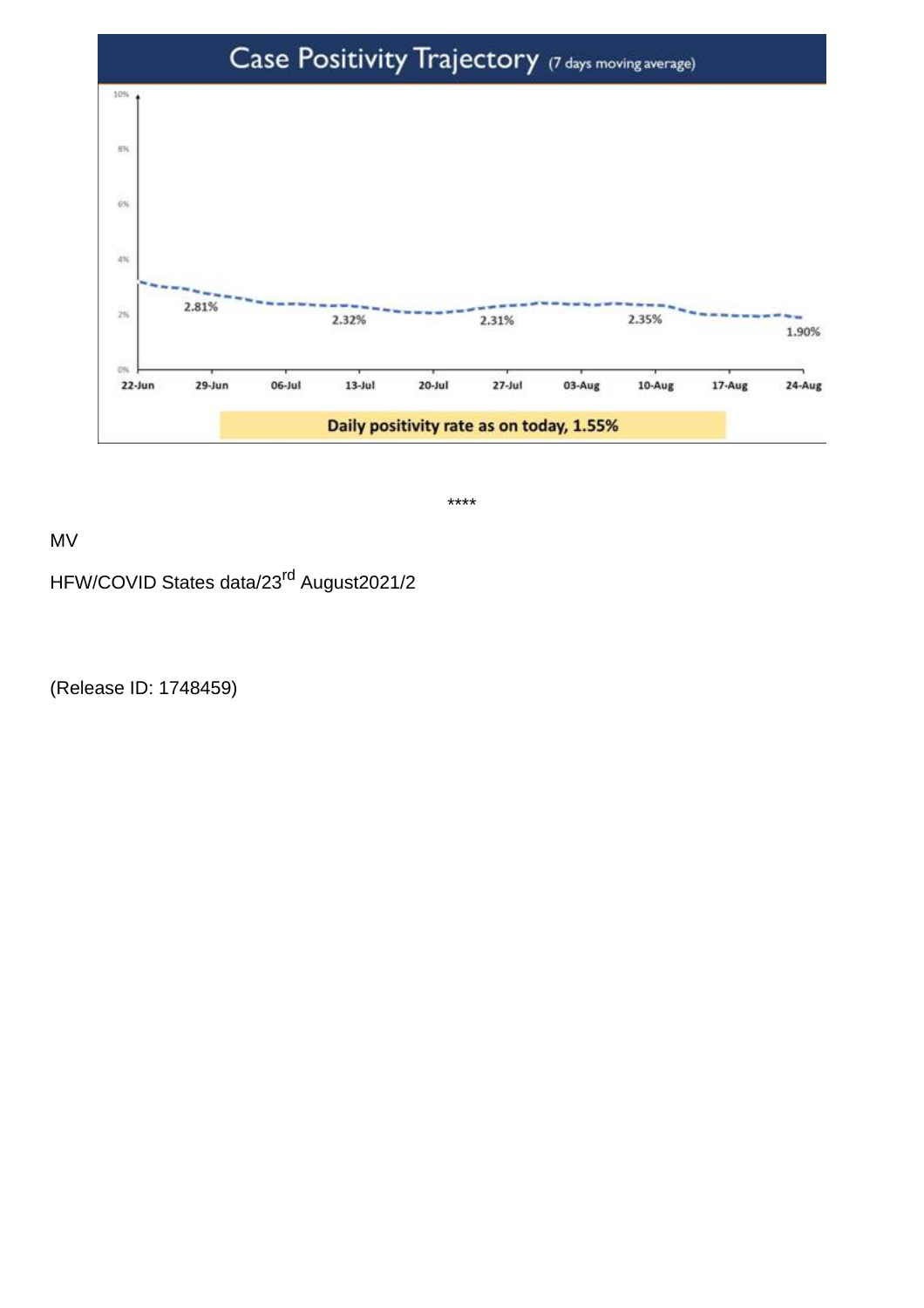## Case Positivity Trajectory (7 days moving average)

10%
8%
6%
4%
2%
0%

2.81%
2.32%
2.31%
2.35%
1.90%

22-Jun
29-Jun
06-Jul
13-Jul
20-Jul
27-Jul
03-Aug
10-Aug
17-Aug
24-Aug

**Daily positivity rate as on today, 1.55%**

****

MV

HFW/COVID States data/23rd August2021/2

(Release ID: 1748459)